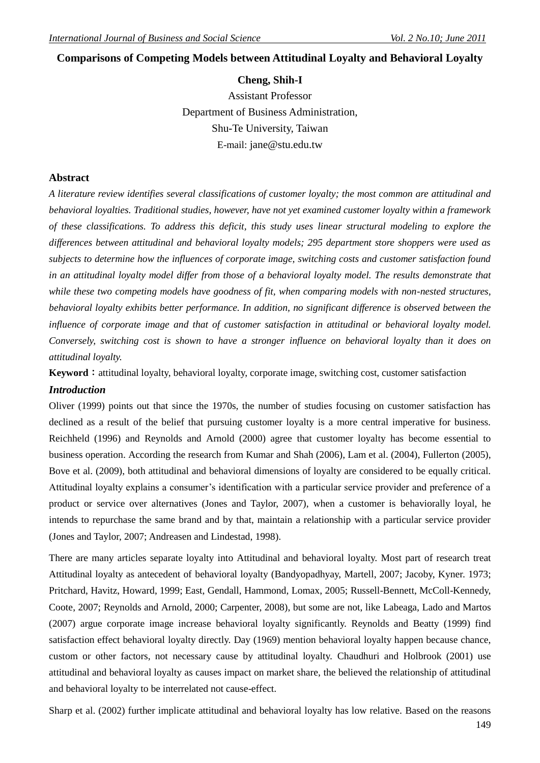# Comparisons of Competing Models between Attitudinal Loyalty and Behavioral Loyalty

**Cheng, Shih-I**

Assistant Professor

Department of Business Administration,

Shu-Te University, Taiwan

E-mail: jane@stu.edu.tw

## Abstract

*A literature review identifies several classifications of customer loyalty; the most common are attitudinal and behavioral loyalties. Traditional studies, however, have not yet examined customer loyalty within a framework of these classifications. To address this deficit, this study uses linear structural modeling to explore the differences between attitudinal and behavioral loyalty models; 295 department store shoppers were used as subjects to determine how the influences of corporate image, switching costs and customer satisfaction found in an attitudinal loyalty model differ from those of a behavioral loyalty model. The results demonstrate that while these two competing models have goodness of fit, when comparing models with non-nested structures, behavioral loyalty exhibits better performance. In addition, no significant difference is observed between the influence of corporate image and that of customer satisfaction in attitudinal or behavioral loyalty model. Conversely, switching cost is shown to have a stronger influence on behavioral loyalty than it does on attitudinal loyalty.*

**Keyword：**attitudinal loyalty, behavioral loyalty, corporate image, switching cost, customer satisfaction

## *Introduction*

Oliver (1999) points out that since the 1970s, the number of studies focusing on customer satisfaction has declined as a result of the belief that pursuing customer loyalty is a more central imperative for business. Reichheld (1996) and Reynolds and Arnold (2000) agree that customer loyalty has become essential to business operation. According the research from Kumar and Shah (2006), Lam et al. (2004), Fullerton (2005), Bove et al. (2009), both attitudinal and behavioral dimensions of loyalty are considered to be equally critical. Attitudinal loyalty explains a consumer's identification with a particular service provider and preference of a product or service over alternatives (Jones and Taylor, 2007), when a customer is behaviorally loyal, he intends to repurchase the same brand and by that, maintain a relationship with a particular service provider (Jones and Taylor, 2007; Andreasen and Lindestad, 1998).

There are many articles separate loyalty into Attitudinal and behavioral loyalty. Most part of research treat Attitudinal loyalty as antecedent of behavioral loyalty (Bandyopadhyay, Martell, 2007; Jacoby, Kyner. 1973; Pritchard, Havitz, Howard, 1999; East, Gendall, Hammond, Lomax, 2005; Russell-Bennett, McColl-Kennedy, Coote, 2007; Reynolds and Arnold, 2000; Carpenter, 2008), but some are not, like Labeaga, Lado and Martos (2007) argue corporate image increase behavioral loyalty significantly. Reynolds and Beatty (1999) find satisfaction effect behavioral loyalty directly. Day (1969) mention behavioral loyalty happen because chance, custom or other factors, not necessary cause by attitudinal loyalty. Chaudhuri and Holbrook (2001) use attitudinal and behavioral loyalty as causes impact on market share, the believed the relationship of attitudinal and behavioral loyalty to be interrelated not cause-effect.

Sharp et al. (2002) further implicate attitudinal and behavioral loyalty has low relative. Based on the reasons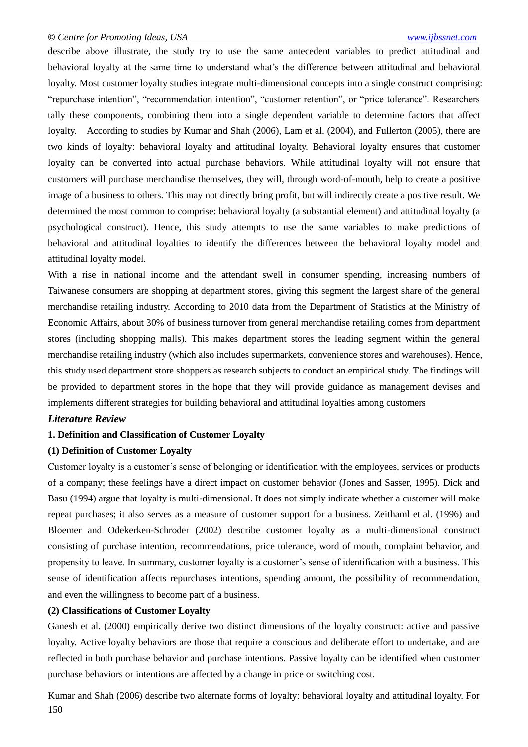describe above illustrate, the study try to use the same antecedent variables to predict attitudinal and behavioral loyalty at the same time to understand what's the difference between attitudinal and behavioral loyalty. Most customer loyalty studies integrate multi-dimensional concepts into a single construct comprising: "repurchase intention", "recommendation intention", "customer retention", or "price tolerance". Researchers tally these components, combining them into a single dependent variable to determine factors that affect loyalty. According to studies by Kumar and Shah (2006), Lam et al. (2004), and Fullerton (2005), there are two kinds of loyalty: behavioral loyalty and attitudinal loyalty. Behavioral loyalty ensures that customer loyalty can be converted into actual purchase behaviors. While attitudinal loyalty will not ensure that customers will purchase merchandise themselves, they will, through word-of-mouth, help to create a positive image of a business to others. This may not directly bring profit, but will indirectly create a positive result. We determined the most common to comprise: behavioral loyalty (a substantial element) and attitudinal loyalty (a psychological construct). Hence, this study attempts to use the same variables to make predictions of behavioral and attitudinal loyalties to identify the differences between the behavioral loyalty model and attitudinal loyalty model.

With a rise in national income and the attendant swell in consumer spending, increasing numbers of Taiwanese consumers are shopping at department stores, giving this segment the largest share of the general merchandise retailing industry. According to 2010 data from the Department of Statistics at the Ministry of Economic Affairs, about 30% of business turnover from general merchandise retailing comes from department stores (including shopping malls). This makes department stores the leading segment within the general merchandise retailing industry (which also includes supermarkets, convenience stores and warehouses). Hence, this study used department store shoppers as research subjects to conduct an empirical study. The findings will be provided to department stores in the hope that they will provide guidance as management devises and implements different strategies for building behavioral and attitudinal loyalties among customers

## *Literature Review*

### 1. Definition and Classification of Customer Loyalty

#### (1) Definition of Customer Loyalty

Customer loyalty is a customer's sense of belonging or identification with the employees, services or products of a company; these feelings have a direct impact on customer behavior (Jones and Sasser, 1995). Dick and Basu (1994) argue that loyalty is multi-dimensional. It does not simply indicate whether a customer will make repeat purchases; it also serves as a measure of customer support for a business. Zeithaml et al. (1996) and Bloemer and Odekerken-Schroder (2002) describe customer loyalty as a multi-dimensional construct consisting of purchase intention, recommendations, price tolerance, word of mouth, complaint behavior, and propensity to leave. In summary, customer loyalty is a customer's sense of identification with a business. This sense of identification affects repurchases intentions, spending amount, the possibility of recommendation, and even the willingness to become part of a business.

#### (2) Classifications of Customer Loyalty

Ganesh et al. (2000) empirically derive two distinct dimensions of the loyalty construct: active and passive loyalty. Active loyalty behaviors are those that require a conscious and deliberate effort to undertake, and are reflected in both purchase behavior and purchase intentions. Passive loyalty can be identified when customer purchase behaviors or intentions are affected by a change in price or switching cost.

Kumar and Shah (2006) describe two alternate forms of loyalty: behavioral loyalty and attitudinal loyalty. For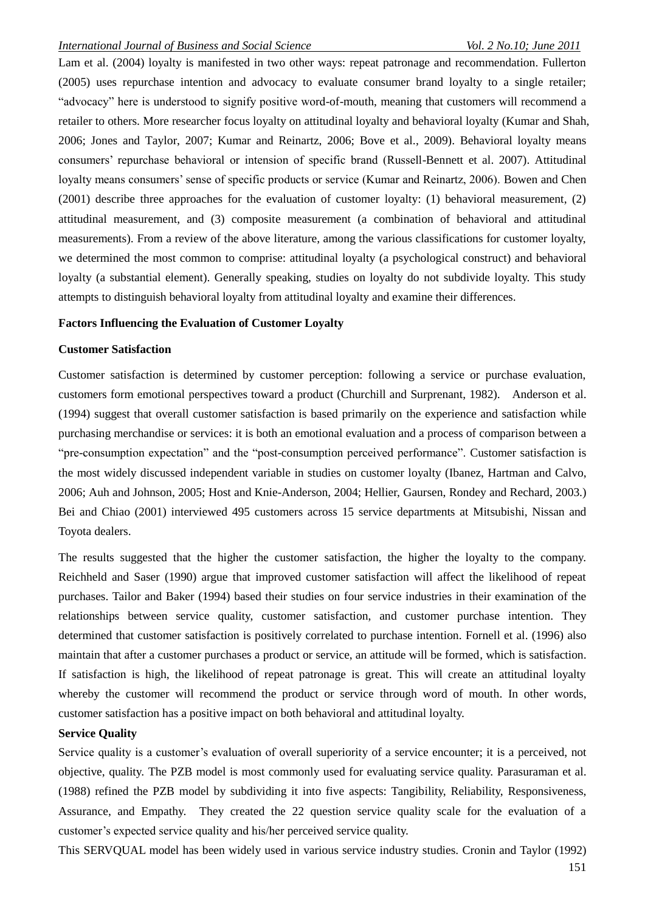Lam et al. (2004) loyalty is manifested in two other ways: repeat patronage and recommendation. Fullerton (2005) uses repurchase intention and advocacy to evaluate consumer brand loyalty to a single retailer; "advocacy" here is understood to signify positive word-of-mouth, meaning that customers will recommend a retailer to others. More researcher focus loyalty on attitudinal loyalty and behavioral loyalty (Kumar and Shah, 2006; Jones and Taylor, 2007; Kumar and Reinartz, 2006; Bove et al., 2009). Behavioral loyalty means consumers' repurchase behavioral or intension of specific brand (Russell-Bennett et al. 2007). Attitudinal loyalty means consumers' sense of specific products or service (Kumar and Reinartz, 2006). Bowen and Chen (2001) describe three approaches for the evaluation of customer loyalty: (1) behavioral measurement, (2) attitudinal measurement, and (3) composite measurement (a combination of behavioral and attitudinal measurements). From a review of the above literature, among the various classifications for customer loyalty, we determined the most common to comprise: attitudinal loyalty (a psychological construct) and behavioral loyalty (a substantial element). Generally speaking, studies on loyalty do not subdivide loyalty. This study attempts to distinguish behavioral loyalty from attitudinal loyalty and examine their differences.

**Factors Influencing the Evaluation of Customer Loyalty**

**Customer Satisfaction**

Customer satisfaction is determined by customer perception: following a service or purchase evaluation, customers form emotional perspectives toward a product (Churchill and Surprenant, 1982). Anderson et al. (1994) suggest that overall customer satisfaction is based primarily on the experience and satisfaction while purchasing merchandise or services: it is both an emotional evaluation and a process of comparison between a "pre-consumption expectation" and the "post-consumption perceived performance". Customer satisfaction is the most widely discussed independent variable in studies on customer loyalty (Ibanez, Hartman and Calvo, 2006; Auh and Johnson, 2005; Host and Knie-Anderson, 2004; Hellier, Gaursen, Rondey and Rechard, 2003.) Bei and Chiao (2001) interviewed 495 customers across 15 service departments at Mitsubishi, Nissan and Toyota dealers.

The results suggested that the higher the customer satisfaction, the higher the loyalty to the company. Reichheld and Saser (1990) argue that improved customer satisfaction will affect the likelihood of repeat purchases. Tailor and Baker (1994) based their studies on four service industries in their examination of the relationships between service quality, customer satisfaction, and customer purchase intention. They determined that customer satisfaction is positively correlated to purchase intention. Fornell et al. (1996) also maintain that after a customer purchases a product or service, an attitude will be formed, which is satisfaction. If satisfaction is high, the likelihood of repeat patronage is great. This will create an attitudinal loyalty whereby the customer will recommend the product or service through word of mouth. In other words, customer satisfaction has a positive impact on both behavioral and attitudinal loyalty.

**Service Quality**

Service quality is a customer's evaluation of overall superiority of a service encounter; it is a perceived, not objective, quality. The PZB model is most commonly used for evaluating service quality. Parasuraman et al. (1988) refined the PZB model by subdividing it into five aspects: Tangibility, Reliability, Responsiveness, Assurance, and Empathy. They created the 22 question service quality scale for the evaluation of a customer's expected service quality and his/her perceived service quality.

This SERVQUAL model has been widely used in various service industry studies. Cronin and Taylor (1992)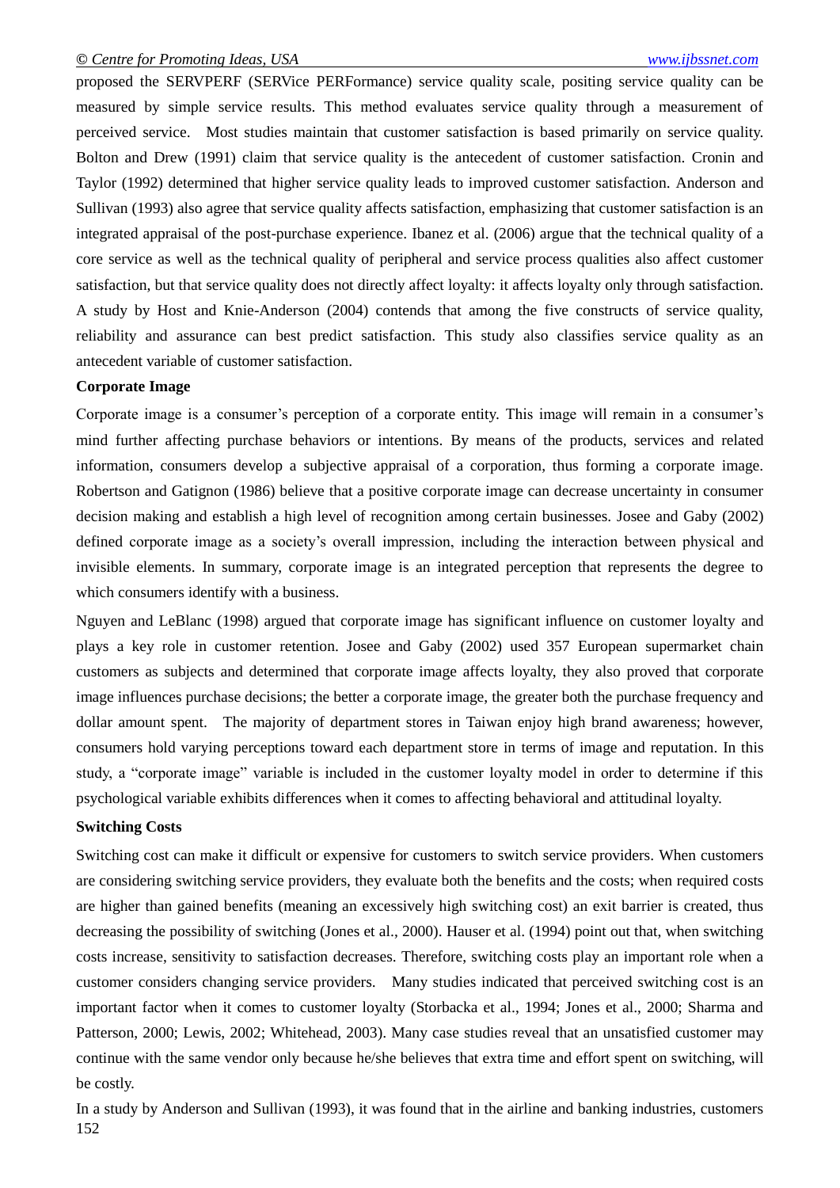proposed the SERVPERF (SERVice PERFormance) service quality scale, positing service quality can be measured by simple service results. This method evaluates service quality through a measurement of perceived service. Most studies maintain that customer satisfaction is based primarily on service quality. Bolton and Drew (1991) claim that service quality is the antecedent of customer satisfaction. Cronin and Taylor (1992) determined that higher service quality leads to improved customer satisfaction. Anderson and Sullivan (1993) also agree that service quality affects satisfaction, emphasizing that customer satisfaction is an integrated appraisal of the post-purchase experience. Ibanez et al. (2006) argue that the technical quality of a core service as well as the technical quality of peripheral and service process qualities also affect customer satisfaction, but that service quality does not directly affect loyalty: it affects loyalty only through satisfaction. A study by Host and Knie-Anderson (2004) contends that among the five constructs of service quality, reliability and assurance can best predict satisfaction. This study also classifies service quality as an antecedent variable of customer satisfaction.

**Corporate Image**

Corporate image is a consumer's perception of a corporate entity. This image will remain in a consumer's mind further affecting purchase behaviors or intentions. By means of the products, services and related information, consumers develop a subjective appraisal of a corporation, thus forming a corporate image. Robertson and Gatignon (1986) believe that a positive corporate image can decrease uncertainty in consumer decision making and establish a high level of recognition among certain businesses. Josee and Gaby (2002) defined corporate image as a society's overall impression, including the interaction between physical and invisible elements. In summary, corporate image is an integrated perception that represents the degree to which consumers identify with a business.

Nguyen and LeBlanc (1998) argued that corporate image has significant influence on customer loyalty and plays a key role in customer retention. Josee and Gaby (2002) used 357 European supermarket chain customers as subjects and determined that corporate image affects loyalty, they also proved that corporate image influences purchase decisions; the better a corporate image, the greater both the purchase frequency and dollar amount spent. The majority of department stores in Taiwan enjoy high brand awareness; however, consumers hold varying perceptions toward each department store in terms of image and reputation. In this study, a "corporate image" variable is included in the customer loyalty model in order to determine if this psychological variable exhibits differences when it comes to affecting behavioral and attitudinal loyalty.

**Switching Costs**

Switching cost can make it difficult or expensive for customers to switch service providers. When customers are considering switching service providers, they evaluate both the benefits and the costs; when required costs are higher than gained benefits (meaning an excessively high switching cost) an exit barrier is created, thus decreasing the possibility of switching (Jones et al., 2000). Hauser et al. (1994) point out that, when switching costs increase, sensitivity to satisfaction decreases. Therefore, switching costs play an important role when a customer considers changing service providers. Many studies indicated that perceived switching cost is an important factor when it comes to customer loyalty (Storbacka et al., 1994; Jones et al., 2000; Sharma and Patterson, 2000; Lewis, 2002; Whitehead, 2003). Many case studies reveal that an unsatisfied customer may continue with the same vendor only because he/she believes that extra time and effort spent on switching, will be costly.

In a study by Anderson and Sullivan (1993), it was found that in the airline and banking industries, customers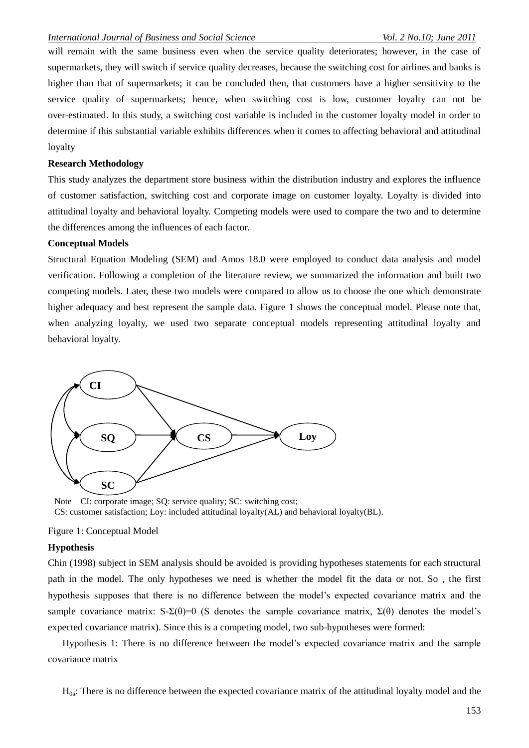will remain with the same business even when the service quality deteriorates; however, in the case of supermarkets, they will switch if service quality decreases, because the switching cost for airlines and banks is higher than that of supermarkets; it can be concluded then, that customers have a higher sensitivity to the service quality of supermarkets; hence, when switching cost is low, customer loyalty can not be over-estimated. In this study, a switching cost variable is included in the customer loyalty model in order to determine if this substantial variable exhibits differences when it comes to affecting behavioral and attitudinal loyalty

**Research Methodology**

This study analyzes the department store business within the distribution industry and explores the influence of customer satisfaction, switching cost and corporate image on customer loyalty. Loyalty is divided into attitudinal loyalty and behavioral loyalty. Competing models were used to compare the two and to determine the differences among the influences of each factor.

**Conceptual Models**

Structural Equation Modeling (SEM) and Amos 18.0 were employed to conduct data analysis and model verification. Following a completion of the literature review, we summarized the information and built two competing models. Later, these two models were compared to allow us to choose the one which demonstrate higher adequacy and best represent the sample data. Figure 1 shows the conceptual model. Please note that, when analyzing loyalty, we used two separate conceptual models representing attitudinal loyalty and behavioral loyalty.

Note CI: corporate image; SQ: service quality; SC: switching cost;
CS: customer satisfaction; Loy: included attitudinal loyalty(AL) and behavioral loyalty(BL).

Figure 1: Conceptual Model

**Hypothesis**

Chin (1998) subject in SEM analysis should be avoided is providing hypotheses statements for each structural path in the model. The only hypotheses we need is whether the model fit the data or not. So , the first hypothesis supposes that there is no difference between the model's expected covariance matrix and the sample covariance matrix: $S-\Sigma(\theta)=0$ (S denotes the sample covariance matrix, $\Sigma(\theta)$ denotes the model's expected covariance matrix). Since this is a competing model, two sub-hypotheses were formed:

Hypothesis 1: There is no difference between the model's expected covariance matrix and the sample covariance matrix

$H_{0a}$: There is no difference between the expected covariance matrix of the attitudinal loyalty model and the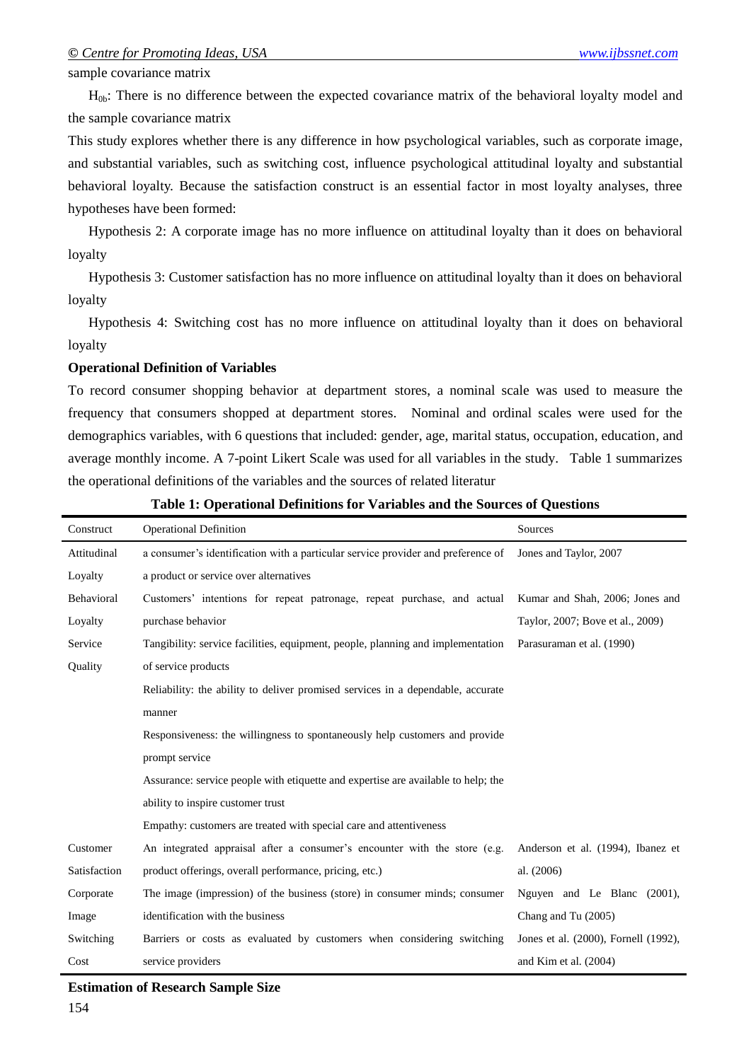sample covariance matrix

$H_{0b}$: There is no difference between the expected covariance matrix of the behavioral loyalty model and the sample covariance matrix

This study explores whether there is any difference in how psychological variables, such as corporate image, and substantial variables, such as switching cost, influence psychological attitudinal loyalty and substantial behavioral loyalty. Because the satisfaction construct is an essential factor in most loyalty analyses, three hypotheses have been formed:

Hypothesis 2: A corporate image has no more influence on attitudinal loyalty than it does on behavioral loyalty

Hypothesis 3: Customer satisfaction has no more influence on attitudinal loyalty than it does on behavioral loyalty

Hypothesis 4: Switching cost has no more influence on attitudinal loyalty than it does on behavioral loyalty

**Operational Definition of Variables**

To record consumer shopping behavior at department stores, a nominal scale was used to measure the frequency that consumers shopped at department stores. Nominal and ordinal scales were used for the demographics variables, with 6 questions that included: gender, age, marital status, occupation, education, and average monthly income. A 7-point Likert Scale was used for all variables in the study. Table 1 summarizes the operational definitions of the variables and the sources of related literatur

**Table 1: Operational Definitions for Variables and the Sources of Questions**

| Construct | Operational Definition | Sources |
|---|---|---|
| Attitudinal Loyalty | a consumer's identification with a particular service provider and preference of a product or service over alternatives | Jones and Taylor, 2007 |
| Behavioral Loyalty | Customers' intentions for repeat patronage, repeat purchase, and actual purchase behavior | Kumar and Shah, 2006; Jones and Taylor, 2007; Bove et al., 2009) |
| Service Quality | Tangibility: service facilities, equipment, people, planning and implementation of service products | Parasuraman et al. (1990) |
| | Reliability: the ability to deliver promised services in a dependable, accurate manner | |
| | Responsiveness: the willingness to spontaneously help customers and provide prompt service | |
| | Assurance: service people with etiquette and expertise are available to help; the ability to inspire customer trust | |
| | Empathy: customers are treated with special care and attentiveness | |
| Customer Satisfaction | An integrated appraisal after a consumer's encounter with the store (e.g. product offerings, overall performance, pricing, etc.) | Anderson et al. (1994), Ibanez et al. (2006) |
| Corporate Image | The image (impression) of the business (store) in consumer minds; consumer identification with the business | Nguyen and Le Blanc (2001), Chang and Tu (2005) |
| Switching Cost | Barriers or costs as evaluated by customers when considering switching service providers | Jones et al. (2000), Fornell (1992), and Kim et al. (2004) |

**Estimation of Research Sample Size**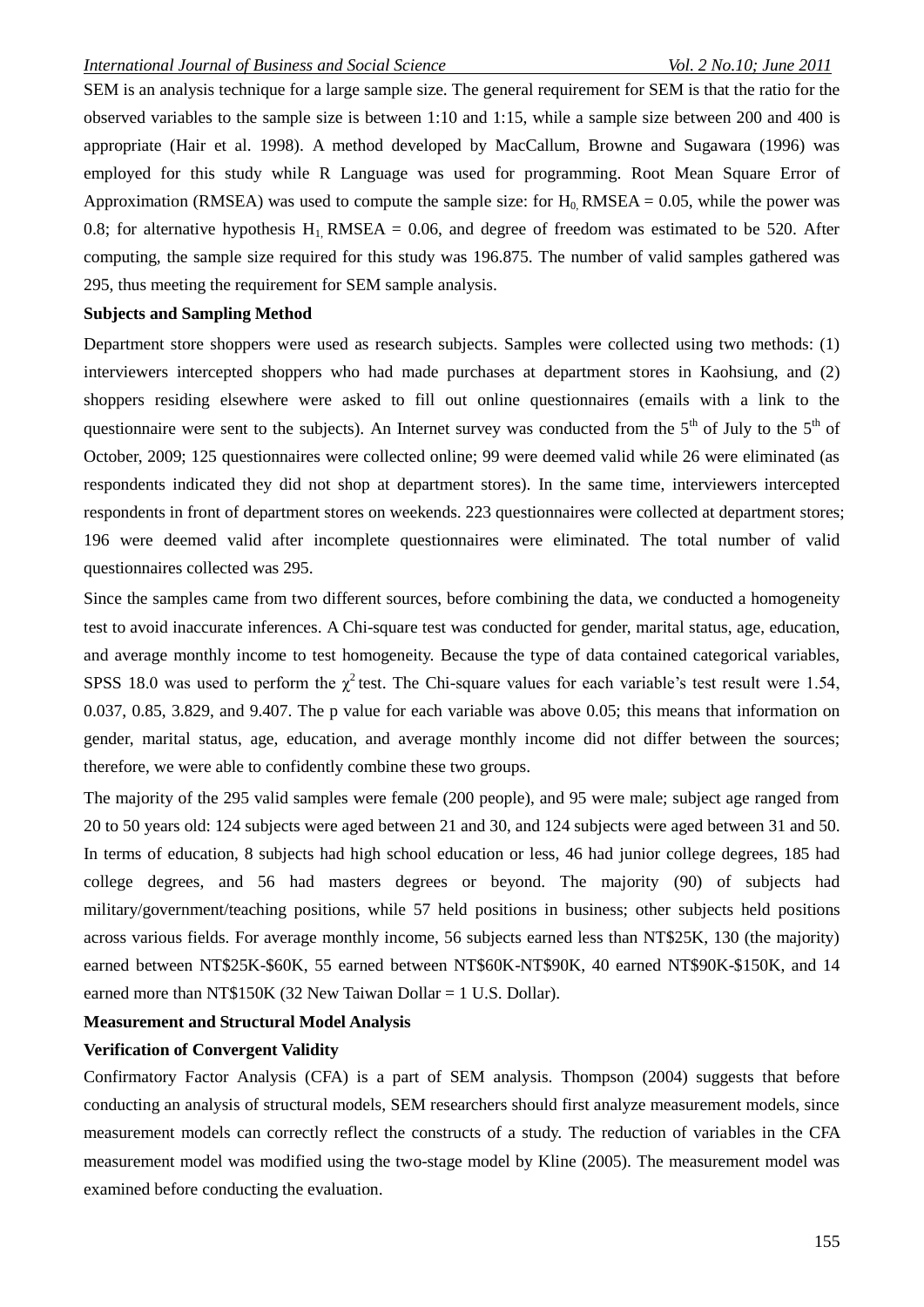SEM is an analysis technique for a large sample size. The general requirement for SEM is that the ratio for the observed variables to the sample size is between 1:10 and 1:15, while a sample size between 200 and 400 is appropriate (Hair et al. 1998). A method developed by MacCallum, Browne and Sugawara (1996) was employed for this study while R Language was used for programming. Root Mean Square Error of Approximation (RMSEA) was used to compute the sample size: for $H_0$, RMSEA = 0.05, while the power was 0.8; for alternative hypothesis $H_1$, RMSEA = 0.06, and degree of freedom was estimated to be 520. After computing, the sample size required for this study was 196.875. The number of valid samples gathered was 295, thus meeting the requirement for SEM sample analysis.

**Subjects and Sampling Method**

Department store shoppers were used as research subjects. Samples were collected using two methods: (1) interviewers intercepted shoppers who had made purchases at department stores in Kaohsiung, and (2) shoppers residing elsewhere were asked to fill out online questionnaires (emails with a link to the questionnaire were sent to the subjects). An Internet survey was conducted from the 5th of July to the 5th of October, 2009; 125 questionnaires were collected online; 99 were deemed valid while 26 were eliminated (as respondents indicated they did not shop at department stores). In the same time, interviewers intercepted respondents in front of department stores on weekends. 223 questionnaires were collected at department stores; 196 were deemed valid after incomplete questionnaires were eliminated. The total number of valid questionnaires collected was 295.

Since the samples came from two different sources, before combining the data, we conducted a homogeneity test to avoid inaccurate inferences. A Chi-square test was conducted for gender, marital status, age, education, and average monthly income to test homogeneity. Because the type of data contained categorical variables, SPSS 18.0 was used to perform the $\chi^2$ test. The Chi-square values for each variable's test result were 1.54, 0.037, 0.85, 3.829, and 9.407. The p value for each variable was above 0.05; this means that information on gender, marital status, age, education, and average monthly income did not differ between the sources; therefore, we were able to confidently combine these two groups.

The majority of the 295 valid samples were female (200 people), and 95 were male; subject age ranged from 20 to 50 years old: 124 subjects were aged between 21 and 30, and 124 subjects were aged between 31 and 50. In terms of education, 8 subjects had high school education or less, 46 had junior college degrees, 185 had college degrees, and 56 had masters degrees or beyond. The majority (90) of subjects had military/government/teaching positions, while 57 held positions in business; other subjects held positions across various fields. For average monthly income, 56 subjects earned less than NT$25K, 130 (the majority) earned between NT$25K-$60K, 55 earned between NT$60K-NT$90K, 40 earned NT$90K-$150K, and 14 earned more than NT$150K (32 New Taiwan Dollar = 1 U.S. Dollar).

**Measurement and Structural Model Analysis**

**Verification of Convergent Validity**

Confirmatory Factor Analysis (CFA) is a part of SEM analysis. Thompson (2004) suggests that before conducting an analysis of structural models, SEM researchers should first analyze measurement models, since measurement models can correctly reflect the constructs of a study. The reduction of variables in the CFA measurement model was modified using the two-stage model by Kline (2005). The measurement model was examined before conducting the evaluation.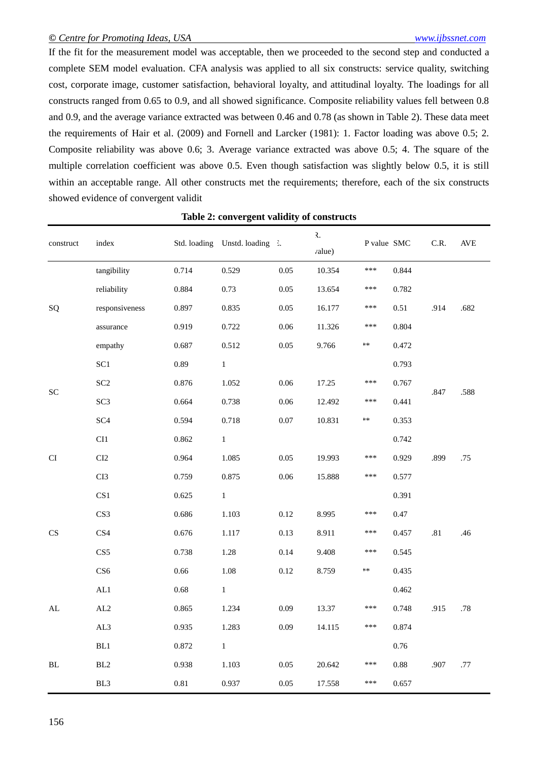If the fit for the measurement model was acceptable, then we proceeded to the second step and conducted a complete SEM model evaluation. CFA analysis was applied to all six constructs: service quality, switching cost, corporate image, customer satisfaction, behavioral loyalty, and attitudinal loyalty. The loadings for all constructs ranged from 0.65 to 0.9, and all showed significance. Composite reliability values fell between 0.8 and 0.9, and the average variance extracted was between 0.46 and 0.78 (as shown in Table 2). These data meet the requirements of Hair et al. (2009) and Fornell and Larcker (1981): 1. Factor loading was above 0.5; 2. Composite reliability was above 0.6; 3. Average variance extracted was above 0.5; 4. The square of the multiple correlation coefficient was above 0.5. Even though satisfaction was slightly below 0.5, it is still within an acceptable range. All other constructs met the requirements; therefore, each of the six constructs showed evidence of convergent validit

**Table 2: convergent validity of constructs**

| construct | index | Std. loading | Unstd. loading | S.E. | C.R. (t-value) | P value | SMC | C.R. | AVE |
|---|---|---|---|---|---|---|---|---|---|
| SQ | tangibility | 0.714 | 0.529 | 0.05 | 10.354 | *** | 0.844 | .914 | .682 |
| | reliability | 0.884 | 0.73 | 0.05 | 13.654 | *** | 0.782 | | |
| | responsiveness | 0.897 | 0.835 | 0.05 | 16.177 | *** | 0.51 | | |
| | assurance | 0.919 | 0.722 | 0.06 | 11.326 | *** | 0.804 | | |
| | empathy | 0.687 | 0.512 | 0.05 | 9.766 | ** | 0.472 | | |
| SC | SC1 | 0.89 | 1 | | | | 0.793 | .847 | .588 |
| | SC2 | 0.876 | 1.052 | 0.06 | 17.25 | *** | 0.767 | | |
| | SC3 | 0.664 | 0.738 | 0.06 | 12.492 | *** | 0.441 | | |
| | SC4 | 0.594 | 0.718 | 0.07 | 10.831 | ** | 0.353 | | |
| CI | CI1 | 0.862 | 1 | | | | 0.742 | .899 | .75 |
| | CI2 | 0.964 | 1.085 | 0.05 | 19.993 | *** | 0.929 | | |
| | CI3 | 0.759 | 0.875 | 0.06 | 15.888 | *** | 0.577 | | |
| CS | CS1 | 0.625 | 1 | | | | 0.391 | .81 | .46 |
| | CS3 | 0.686 | 1.103 | 0.12 | 8.995 | *** | 0.47 | | |
| | CS4 | 0.676 | 1.117 | 0.13 | 8.911 | *** | 0.457 | | |
| | CS5 | 0.738 | 1.28 | 0.14 | 9.408 | *** | 0.545 | | |
| | CS6 | 0.66 | 1.08 | 0.12 | 8.759 | ** | 0.435 | | |
| AL | AL1 | 0.68 | 1 | | | | 0.462 | .915 | .78 |
| | AL2 | 0.865 | 1.234 | 0.09 | 13.37 | *** | 0.748 | | |
| | AL3 | 0.935 | 1.283 | 0.09 | 14.115 | *** | 0.874 | | |
| BL | BL1 | 0.872 | 1 | | | | 0.76 | .907 | .77 |
| | BL2 | 0.938 | 1.103 | 0.05 | 20.642 | *** | 0.88 | | |
| | BL3 | 0.81 | 0.937 | 0.05 | 17.558 | *** | 0.657 | | |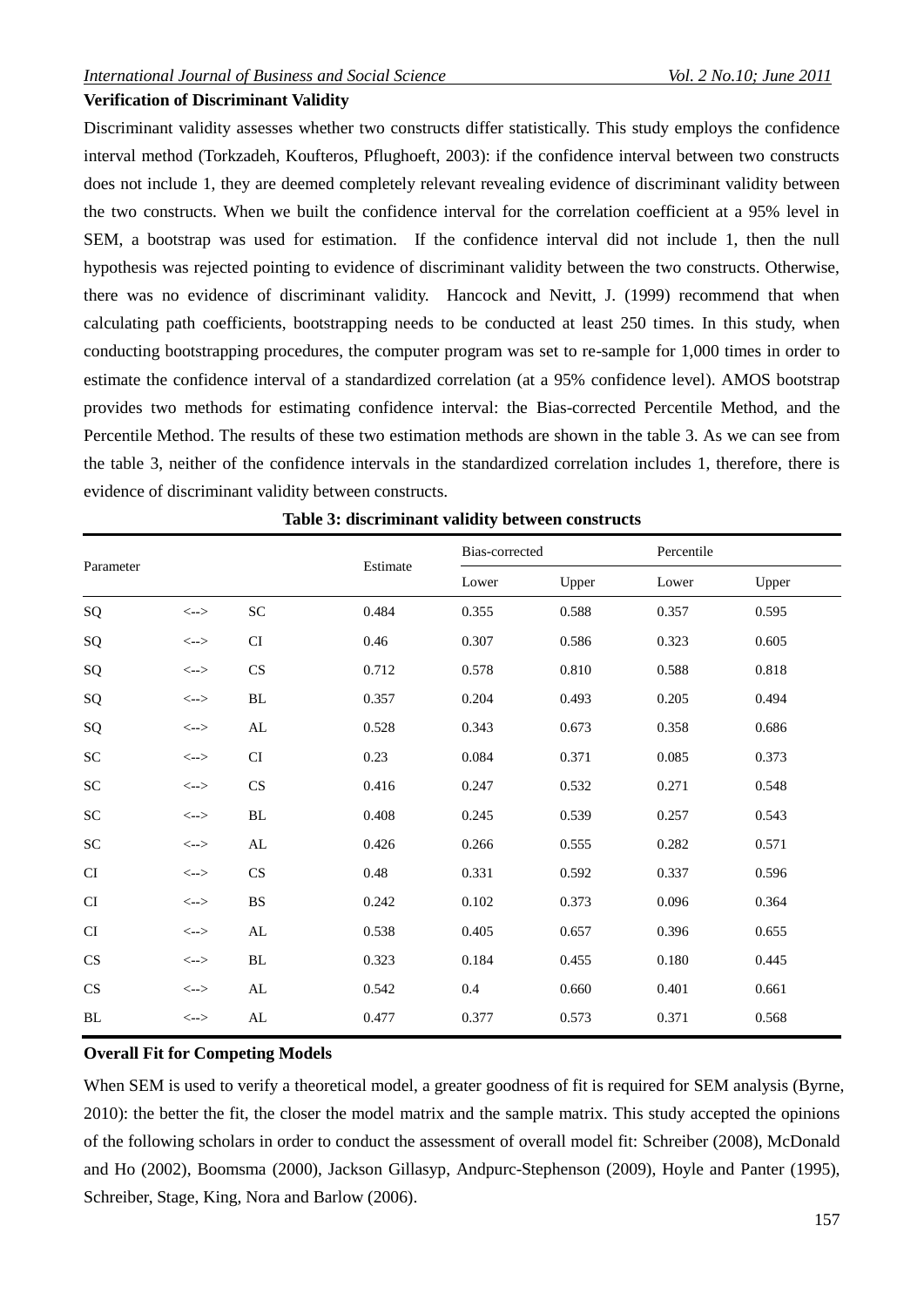### Verification of Discriminant Validity

Discriminant validity assesses whether two constructs differ statistically. This study employs the confidence interval method (Torkzadeh, Koufteros, Pflughoeft, 2003): if the confidence interval between two constructs does not include 1, they are deemed completely relevant revealing evidence of discriminant validity between the two constructs. When we built the confidence interval for the correlation coefficient at a 95% level in SEM, a bootstrap was used for estimation. If the confidence interval did not include 1, then the null hypothesis was rejected pointing to evidence of discriminant validity between the two constructs. Otherwise, there was no evidence of discriminant validity. Hancock and Nevitt, J. (1999) recommend that when calculating path coefficients, bootstrapping needs to be conducted at least 250 times. In this study, when conducting bootstrapping procedures, the computer program was set to re-sample for 1,000 times in order to estimate the confidence interval of a standardized correlation (at a 95% confidence level). AMOS bootstrap provides two methods for estimating confidence interval: the Bias-corrected Percentile Method, and the Percentile Method. The results of these two estimation methods are shown in the table 3. As we can see from the table 3, neither of the confidence intervals in the standardized correlation includes 1, therefore, there is evidence of discriminant validity between constructs.

**Table 3: discriminant validity between constructs**

| Parameter | | | Estimate | Bias-corrected | | Percentile | |
|---|---|---|---|---|---|---|---|
| | | | | Lower | Upper | Lower | Upper |
| SQ | <--> | SC | 0.484 | 0.355 | 0.588 | 0.357 | 0.595 |
| SQ | <--> | CI | 0.46 | 0.307 | 0.586 | 0.323 | 0.605 |
| SQ | <--> | CS | 0.712 | 0.578 | 0.810 | 0.588 | 0.818 |
| SQ | <--> | BL | 0.357 | 0.204 | 0.493 | 0.205 | 0.494 |
| SQ | <--> | AL | 0.528 | 0.343 | 0.673 | 0.358 | 0.686 |
| SC | <--> | CI | 0.23 | 0.084 | 0.371 | 0.085 | 0.373 |
| SC | <--> | CS | 0.416 | 0.247 | 0.532 | 0.271 | 0.548 |
| SC | <--> | BL | 0.408 | 0.245 | 0.539 | 0.257 | 0.543 |
| SC | <--> | AL | 0.426 | 0.266 | 0.555 | 0.282 | 0.571 |
| CI | <--> | CS | 0.48 | 0.331 | 0.592 | 0.337 | 0.596 |
| CI | <--> | BS | 0.242 | 0.102 | 0.373 | 0.096 | 0.364 |
| CI | <--> | AL | 0.538 | 0.405 | 0.657 | 0.396 | 0.655 |
| CS | <--> | BL | 0.323 | 0.184 | 0.455 | 0.180 | 0.445 |
| CS | <--> | AL | 0.542 | 0.4 | 0.660 | 0.401 | 0.661 |
| BL | <--> | AL | 0.477 | 0.377 | 0.573 | 0.371 | 0.568 |

### Overall Fit for Competing Models

When SEM is used to verify a theoretical model, a greater goodness of fit is required for SEM analysis (Byrne, 2010): the better the fit, the closer the model matrix and the sample matrix. This study accepted the opinions of the following scholars in order to conduct the assessment of overall model fit: Schreiber (2008), McDonald and Ho (2002), Boomsma (2000), Jackson Gillasyp, Andpurc-Stephenson (2009), Hoyle and Panter (1995), Schreiber, Stage, King, Nora and Barlow (2006).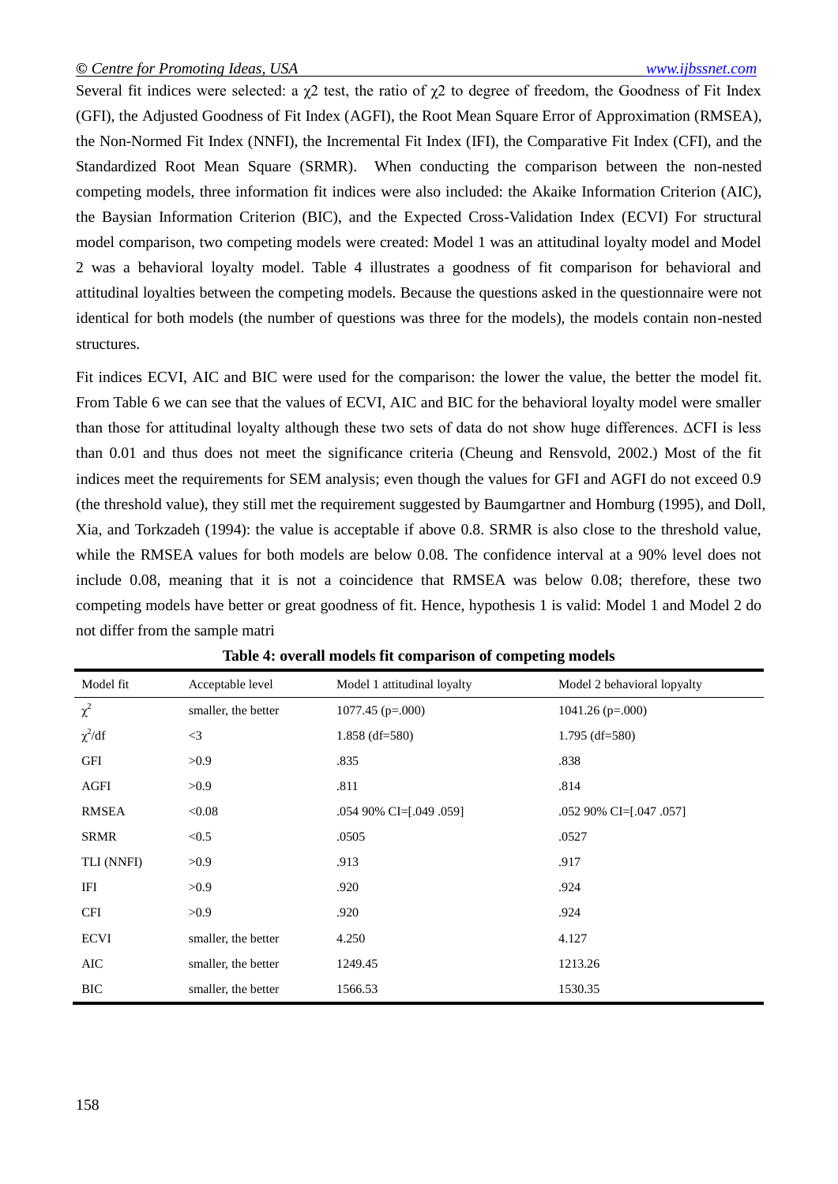Several fit indices were selected: a $\chi 2$ test, the ratio of $\chi 2$ to degree of freedom, the Goodness of Fit Index (GFI), the Adjusted Goodness of Fit Index (AGFI), the Root Mean Square Error of Approximation (RMSEA), the Non-Normed Fit Index (NNFI), the Incremental Fit Index (IFI), the Comparative Fit Index (CFI), and the Standardized Root Mean Square (SRMR). When conducting the comparison between the non-nested competing models, three information fit indices were also included: the Akaike Information Criterion (AIC), the Baysian Information Criterion (BIC), and the Expected Cross-Validation Index (ECVI) For structural model comparison, two competing models were created: Model 1 was an attitudinal loyalty model and Model 2 was a behavioral loyalty model. Table 4 illustrates a goodness of fit comparison for behavioral and attitudinal loyalties between the competing models. Because the questions asked in the questionnaire were not identical for both models (the number of questions was three for the models), the models contain non-nested structures.

Fit indices ECVI, AIC and BIC were used for the comparison: the lower the value, the better the model fit. From Table 6 we can see that the values of ECVI, AIC and BIC for the behavioral loyalty model were smaller than those for attitudinal loyalty although these two sets of data do not show huge differences. ΔCFI is less than 0.01 and thus does not meet the significance criteria (Cheung and Rensvold, 2002.) Most of the fit indices meet the requirements for SEM analysis; even though the values for GFI and AGFI do not exceed 0.9 (the threshold value), they still met the requirement suggested by Baumgartner and Homburg (1995), and Doll, Xia, and Torkzadeh (1994): the value is acceptable if above 0.8. SRMR is also close to the threshold value, while the RMSEA values for both models are below 0.08. The confidence interval at a 90% level does not include 0.08, meaning that it is not a coincidence that RMSEA was below 0.08; therefore, these two competing models have better or great goodness of fit. Hence, hypothesis 1 is valid: Model 1 and Model 2 do not differ from the sample matri

**Table 4: overall models fit comparison of competing models**

| Model fit | Acceptable level | Model 1 attitudinal loyalty | Model 2 behavioral lopyalty |
|---|---|---|---|
| $\chi^2$ | smaller, the better | 1077.45 (p=.000) | 1041.26 (p=.000) |
| $\chi^2$/df | <3 | 1.858 (df=580) | 1.795 (df=580) |
| GFI | >0.9 | .835 | .838 |
| AGFI | >0.9 | .811 | .814 |
| RMSEA | <0.08 | .054 90% CI=[.049 .059] | .052 90% CI=[.047 .057] |
| SRMR | <0.5 | .0505 | .0527 |
| TLI (NNFI) | >0.9 | .913 | .917 |
| IFI | >0.9 | .920 | .924 |
| CFI | >0.9 | .920 | .924 |
| ECVI | smaller, the better | 4.250 | 4.127 |
| AIC | smaller, the better | 1249.45 | 1213.26 |
| BIC | smaller, the better | 1566.53 | 1530.35 |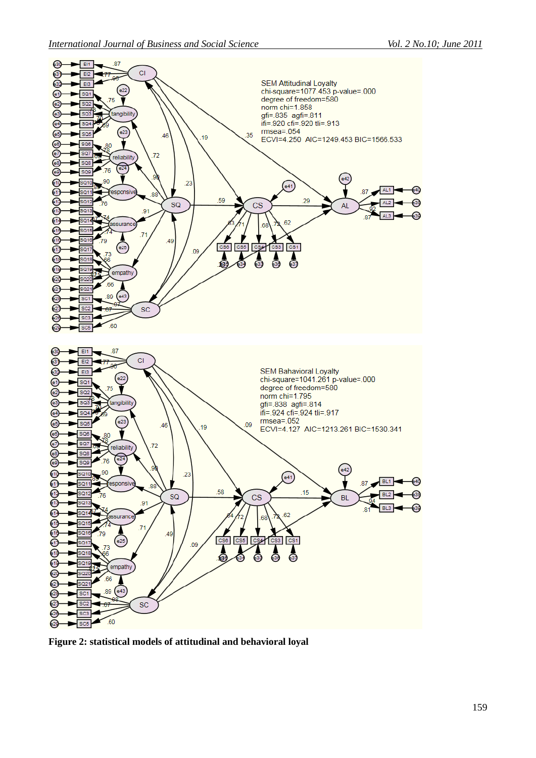SEM Attitudinal Loyalty
chi-square=1077.453 p-value=.000
degree of freedom=580
norm chi=1.858
gfi=.835 agfi=.811
ifi=.920 cfi=.920 tli=.913
rmsea=.054
ECVI=4.250 AIC=1249.453 BIC=1566.533

SEM Bahavioral Loyalty
chi-square=1041.261 p-value=.000
degree of freedom=580
norm chi=1.795
gfi=.838 agfi=.814
ifi=.924 cfi=.924 tli=.917
rmsea=.052
ECVI=4.127 AIC=1213.261 BIC=1530.341

**Figure 2: statistical models of attitudinal and behavioral loyal**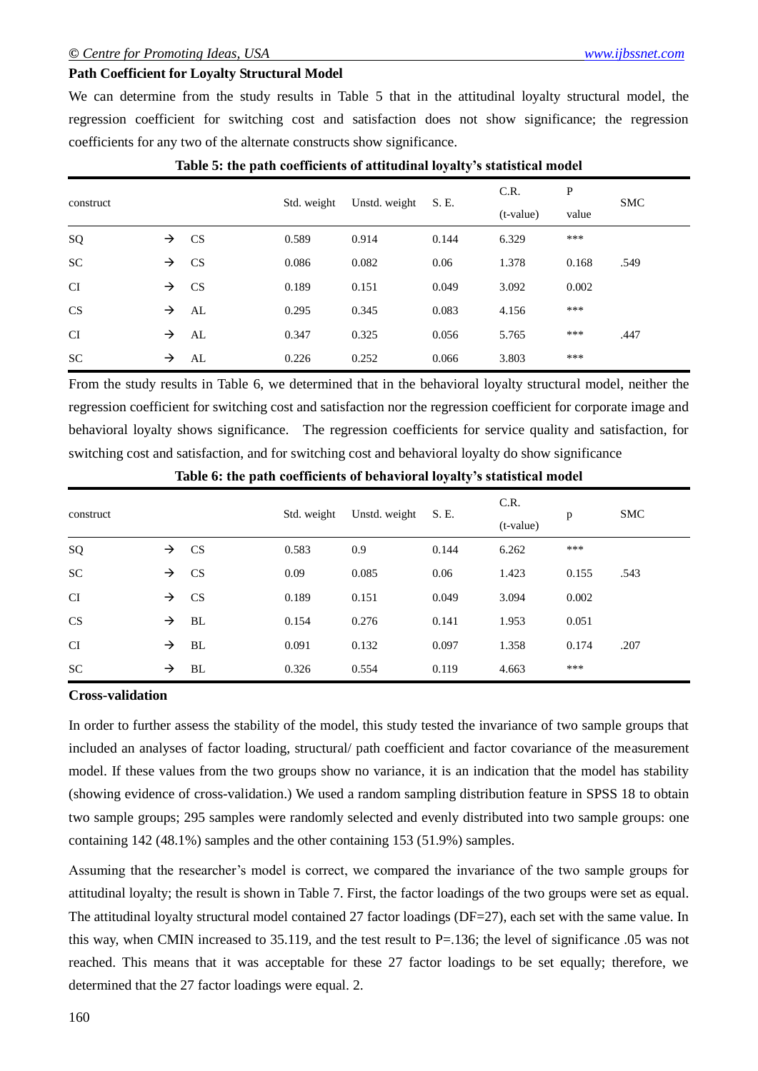**Path Coefficient for Loyalty Structural Model**

We can determine from the study results in Table 5 that in the attitudinal loyalty structural model, the regression coefficient for switching cost and satisfaction does not show significance; the regression coefficients for any two of the alternate constructs show significance.

**Table 5: the path coefficients of attitudinal loyalty's statistical model**

| construct | | | Std. weight | Unstd. weight | S. E. | C.R. (t-value) | P value | SMC |
|---|---|---|---|---|---|---|---|---|
| SQ | → | CS | 0.589 | 0.914 | 0.144 | 6.329 | *** | |
| SC | → | CS | 0.086 | 0.082 | 0.06 | 1.378 | 0.168 | .549 |
| CI | → | CS | 0.189 | 0.151 | 0.049 | 3.092 | 0.002 | |
| CS | → | AL | 0.295 | 0.345 | 0.083 | 4.156 | *** | |
| CI | → | AL | 0.347 | 0.325 | 0.056 | 5.765 | *** | .447 |
| SC | → | AL | 0.226 | 0.252 | 0.066 | 3.803 | *** | |

From the study results in Table 6, we determined that in the behavioral loyalty structural model, neither the regression coefficient for switching cost and satisfaction nor the regression coefficient for corporate image and behavioral loyalty shows significance. The regression coefficients for service quality and satisfaction, for switching cost and satisfaction, and for switching cost and behavioral loyalty do show significance

**Table 6: the path coefficients of behavioral loyalty's statistical model**

| construct | | | Std. weight | Unstd. weight | S. E. | C.R. (t-value) | p | SMC |
|---|---|---|---|---|---|---|---|---|
| SQ | → | CS | 0.583 | 0.9 | 0.144 | 6.262 | *** | |
| SC | → | CS | 0.09 | 0.085 | 0.06 | 1.423 | 0.155 | .543 |
| CI | → | CS | 0.189 | 0.151 | 0.049 | 3.094 | 0.002 | |
| CS | → | BL | 0.154 | 0.276 | 0.141 | 1.953 | 0.051 | |
| CI | → | BL | 0.091 | 0.132 | 0.097 | 1.358 | 0.174 | .207 |
| SC | → | BL | 0.326 | 0.554 | 0.119 | 4.663 | *** | |

**Cross-validation**

In order to further assess the stability of the model, this study tested the invariance of two sample groups that included an analyses of factor loading, structural/ path coefficient and factor covariance of the measurement model. If these values from the two groups show no variance, it is an indication that the model has stability (showing evidence of cross-validation.) We used a random sampling distribution feature in SPSS 18 to obtain two sample groups; 295 samples were randomly selected and evenly distributed into two sample groups: one containing 142 (48.1%) samples and the other containing 153 (51.9%) samples.

Assuming that the researcher's model is correct, we compared the invariance of the two sample groups for attitudinal loyalty; the result is shown in Table 7. First, the factor loadings of the two groups were set as equal. The attitudinal loyalty structural model contained 27 factor loadings (DF=27), each set with the same value. In this way, when CMIN increased to 35.119, and the test result to P=.136; the level of significance .05 was not reached. This means that it was acceptable for these 27 factor loadings to be set equally; therefore, we determined that the 27 factor loadings were equal. 2.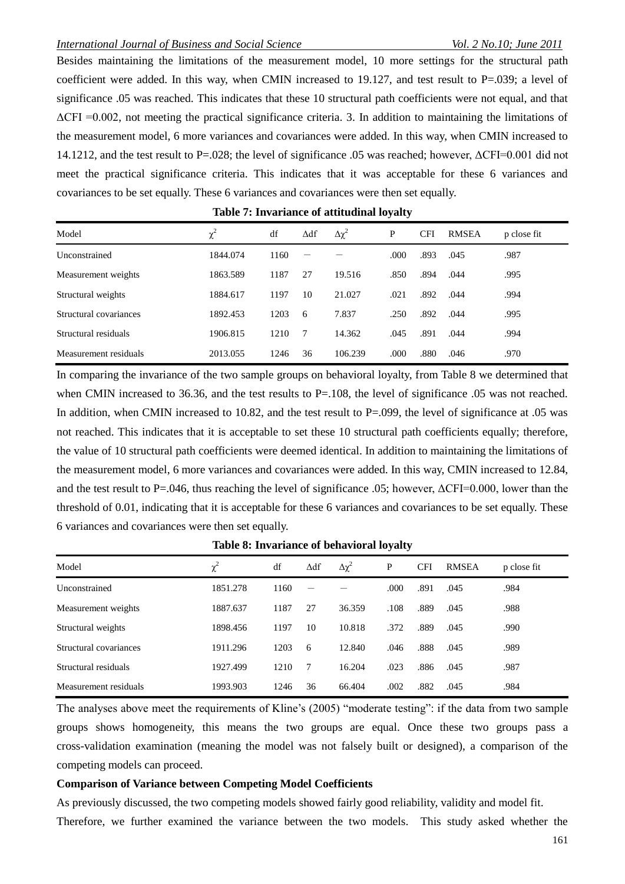Besides maintaining the limitations of the measurement model, 10 more settings for the structural path coefficient were added. In this way, when CMIN increased to 19.127, and test result to P=.039; a level of significance .05 was reached. This indicates that these 10 structural path coefficients were not equal, and that ΔCFI =0.002, not meeting the practical significance criteria. 3. In addition to maintaining the limitations of the measurement model, 6 more variances and covariances were added. In this way, when CMIN increased to 14.1212, and the test result to P=.028; the level of significance .05 was reached; however, ΔCFI=0.001 did not meet the practical significance criteria. This indicates that it was acceptable for these 6 variances and covariances to be set equally. These 6 variances and covariances were then set equally.

**Table 7: Invariance of attitudinal loyalty**

| Model | $\chi^2$ | df | Δdf | $\Delta\chi^2$ | P | CFI | RMSEA | p close fit |
|---|---|---|---|---|---|---|---|---|
| Unconstrained | 1844.074 | 1160 | — | — | .000 | .893 | .045 | .987 |
| Measurement weights | 1863.589 | 1187 | 27 | 19.516 | .850 | .894 | .044 | .995 |
| Structural weights | 1884.617 | 1197 | 10 | 21.027 | .021 | .892 | .044 | .994 |
| Structural covariances | 1892.453 | 1203 | 6 | 7.837 | .250 | .892 | .044 | .995 |
| Structural residuals | 1906.815 | 1210 | 7 | 14.362 | .045 | .891 | .044 | .994 |
| Measurement residuals | 2013.055 | 1246 | 36 | 106.239 | .000 | .880 | .046 | .970 |

In comparing the invariance of the two sample groups on behavioral loyalty, from Table 8 we determined that when CMIN increased to 36.36, and the test results to P=.108, the level of significance .05 was not reached. In addition, when CMIN increased to 10.82, and the test result to P=.099, the level of significance at .05 was not reached. This indicates that it is acceptable to set these 10 structural path coefficients equally; therefore, the value of 10 structural path coefficients were deemed identical. In addition to maintaining the limitations of the measurement model, 6 more variances and covariances were added. In this way, CMIN increased to 12.84, and the test result to P=.046, thus reaching the level of significance .05; however, ΔCFI=0.000, lower than the threshold of 0.01, indicating that it is acceptable for these 6 variances and covariances to be set equally. These 6 variances and covariances were then set equally.

**Table 8: Invariance of behavioral loyalty**

| Model | $\chi^2$ | df | Δdf | $\Delta\chi^2$ | P | CFI | RMSEA | p close fit |
|---|---|---|---|---|---|---|---|---|
| Unconstrained | 1851.278 | 1160 | — | — | .000 | .891 | .045 | .984 |
| Measurement weights | 1887.637 | 1187 | 27 | 36.359 | .108 | .889 | .045 | .988 |
| Structural weights | 1898.456 | 1197 | 10 | 10.818 | .372 | .889 | .045 | .990 |
| Structural covariances | 1911.296 | 1203 | 6 | 12.840 | .046 | .888 | .045 | .989 |
| Structural residuals | 1927.499 | 1210 | 7 | 16.204 | .023 | .886 | .045 | .987 |
| Measurement residuals | 1993.903 | 1246 | 36 | 66.404 | .002 | .882 | .045 | .984 |

The analyses above meet the requirements of Kline's (2005) "moderate testing": if the data from two sample groups shows homogeneity, this means the two groups are equal. Once these two groups pass a cross-validation examination (meaning the model was not falsely built or designed), a comparison of the competing models can proceed.

**Comparison of Variance between Competing Model Coefficients**

As previously discussed, the two competing models showed fairly good reliability, validity and model fit.

Therefore, we further examined the variance between the two models. This study asked whether the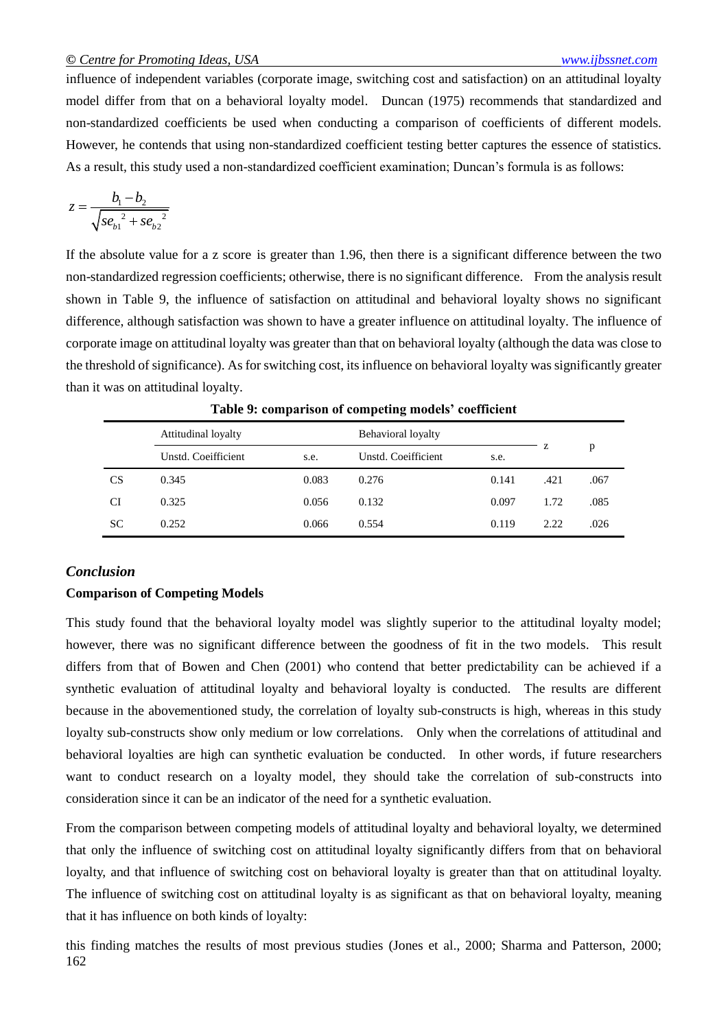influence of independent variables (corporate image, switching cost and satisfaction) on an attitudinal loyalty model differ from that on a behavioral loyalty model. Duncan (1975) recommends that standardized and non-standardized coefficients be used when conducting a comparison of coefficients of different models. However, he contends that using non-standardized coefficient testing better captures the essence of statistics. As a result, this study used a non-standardized coefficient examination; Duncan's formula is as follows:

$$z = \frac{b_1 - b_2}{\sqrt{se_{b1}^{\ 2} + se_{b2}^{\ 2}}}$$

If the absolute value for a z score is greater than 1.96, then there is a significant difference between the two non-standardized regression coefficients; otherwise, there is no significant difference. From the analysis result shown in Table 9, the influence of satisfaction on attitudinal and behavioral loyalty shows no significant difference, although satisfaction was shown to have a greater influence on attitudinal loyalty. The influence of corporate image on attitudinal loyalty was greater than that on behavioral loyalty (although the data was close to the threshold of significance). As for switching cost, its influence on behavioral loyalty was significantly greater than it was on attitudinal loyalty.

**Table 9: comparison of competing models' coefficient**

| | Attitudinal loyalty | | Behavioral loyalty | | z | p |
|---|---|---|---|---|---|---|
| | Unstd. Coeifficient | s.e. | Unstd. Coeifficient | s.e. | | |
| CS | 0.345 | 0.083 | 0.276 | 0.141 | .421 | .067 |
| CI | 0.325 | 0.056 | 0.132 | 0.097 | 1.72 | .085 |
| SC | 0.252 | 0.066 | 0.554 | 0.119 | 2.22 | .026 |

## *Conclusion*

### Comparison of Competing Models

This study found that the behavioral loyalty model was slightly superior to the attitudinal loyalty model; however, there was no significant difference between the goodness of fit in the two models. This result differs from that of Bowen and Chen (2001) who contend that better predictability can be achieved if a synthetic evaluation of attitudinal loyalty and behavioral loyalty is conducted. The results are different because in the abovementioned study, the correlation of loyalty sub-constructs is high, whereas in this study loyalty sub-constructs show only medium or low correlations. Only when the correlations of attitudinal and behavioral loyalties are high can synthetic evaluation be conducted. In other words, if future researchers want to conduct research on a loyalty model, they should take the correlation of sub-constructs into consideration since it can be an indicator of the need for a synthetic evaluation.

From the comparison between competing models of attitudinal loyalty and behavioral loyalty, we determined that only the influence of switching cost on attitudinal loyalty significantly differs from that on behavioral loyalty, and that influence of switching cost on behavioral loyalty is greater than that on attitudinal loyalty. The influence of switching cost on attitudinal loyalty is as significant as that on behavioral loyalty, meaning that it has influence on both kinds of loyalty:

this finding matches the results of most previous studies (Jones et al., 2000; Sharma and Patterson, 2000;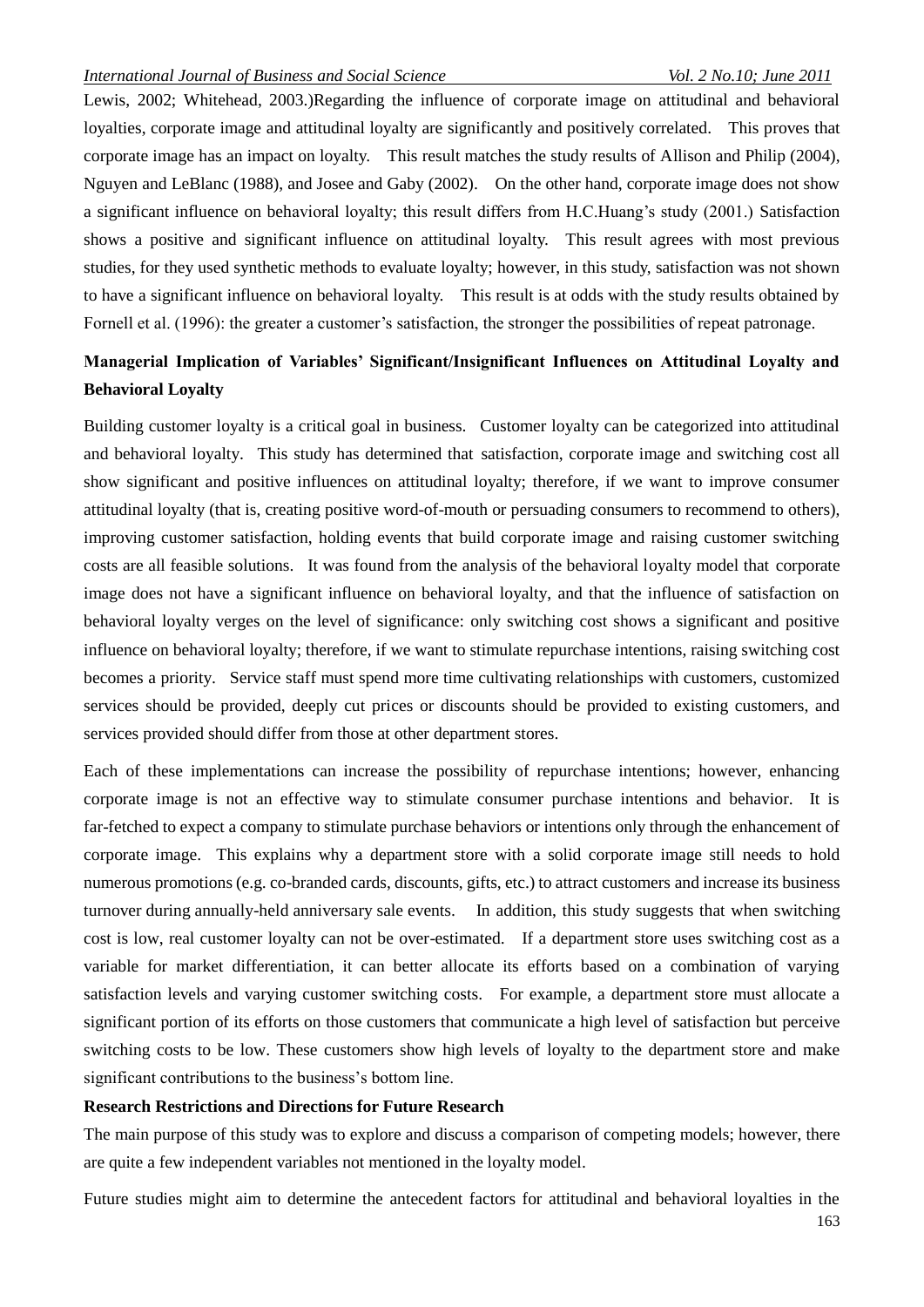Lewis, 2002; Whitehead, 2003.)Regarding the influence of corporate image on attitudinal and behavioral loyalties, corporate image and attitudinal loyalty are significantly and positively correlated. This proves that corporate image has an impact on loyalty. This result matches the study results of Allison and Philip (2004), Nguyen and LeBlanc (1988), and Josee and Gaby (2002). On the other hand, corporate image does not show a significant influence on behavioral loyalty; this result differs from H.C.Huang's study (2001.) Satisfaction shows a positive and significant influence on attitudinal loyalty. This result agrees with most previous studies, for they used synthetic methods to evaluate loyalty; however, in this study, satisfaction was not shown to have a significant influence on behavioral loyalty. This result is at odds with the study results obtained by Fornell et al. (1996): the greater a customer's satisfaction, the stronger the possibilities of repeat patronage.

**Managerial Implication of Variables' Significant/Insignificant Influences on Attitudinal Loyalty and Behavioral Loyalty**

Building customer loyalty is a critical goal in business. Customer loyalty can be categorized into attitudinal and behavioral loyalty. This study has determined that satisfaction, corporate image and switching cost all show significant and positive influences on attitudinal loyalty; therefore, if we want to improve consumer attitudinal loyalty (that is, creating positive word-of-mouth or persuading consumers to recommend to others), improving customer satisfaction, holding events that build corporate image and raising customer switching costs are all feasible solutions. It was found from the analysis of the behavioral loyalty model that corporate image does not have a significant influence on behavioral loyalty, and that the influence of satisfaction on behavioral loyalty verges on the level of significance: only switching cost shows a significant and positive influence on behavioral loyalty; therefore, if we want to stimulate repurchase intentions, raising switching cost becomes a priority. Service staff must spend more time cultivating relationships with customers, customized services should be provided, deeply cut prices or discounts should be provided to existing customers, and services provided should differ from those at other department stores.

Each of these implementations can increase the possibility of repurchase intentions; however, enhancing corporate image is not an effective way to stimulate consumer purchase intentions and behavior. It is far-fetched to expect a company to stimulate purchase behaviors or intentions only through the enhancement of corporate image. This explains why a department store with a solid corporate image still needs to hold numerous promotions (e.g. co-branded cards, discounts, gifts, etc.) to attract customers and increase its business turnover during annually-held anniversary sale events. In addition, this study suggests that when switching cost is low, real customer loyalty can not be over-estimated. If a department store uses switching cost as a variable for market differentiation, it can better allocate its efforts based on a combination of varying satisfaction levels and varying customer switching costs. For example, a department store must allocate a significant portion of its efforts on those customers that communicate a high level of satisfaction but perceive switching costs to be low. These customers show high levels of loyalty to the department store and make significant contributions to the business's bottom line.

**Research Restrictions and Directions for Future Research**

The main purpose of this study was to explore and discuss a comparison of competing models; however, there are quite a few independent variables not mentioned in the loyalty model.

Future studies might aim to determine the antecedent factors for attitudinal and behavioral loyalties in the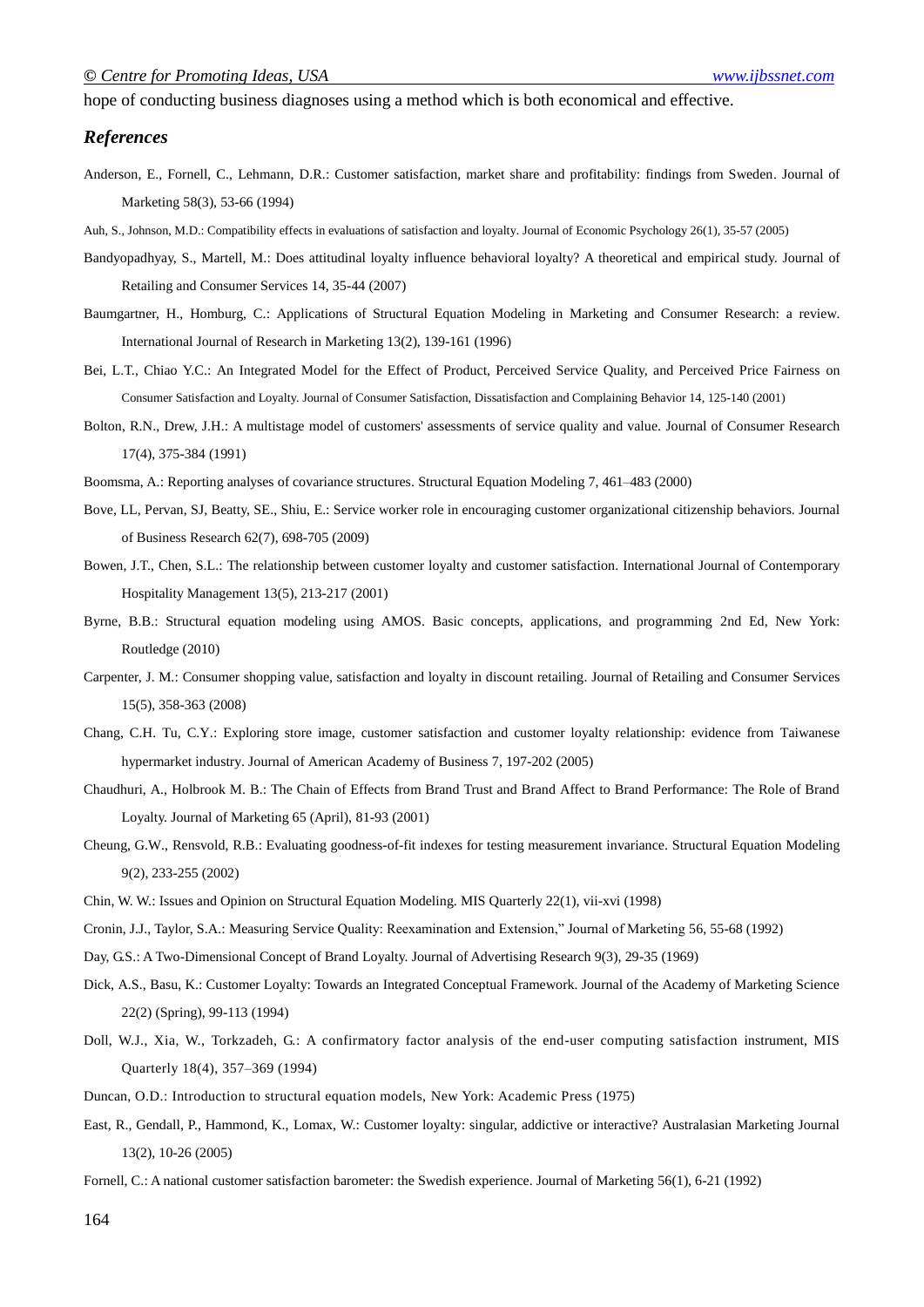hope of conducting business diagnoses using a method which is both economical and effective.

### *References*

Anderson, E., Fornell, C., Lehmann, D.R.: Customer satisfaction, market share and profitability: findings from Sweden. Journal of Marketing 58(3), 53-66 (1994)

Auh, S., Johnson, M.D.: Compatibility effects in evaluations of satisfaction and loyalty. Journal of Economic Psychology 26(1), 35-57 (2005)

Bandyopadhyay, S., Martell, M.: Does attitudinal loyalty influence behavioral loyalty? A theoretical and empirical study. Journal of Retailing and Consumer Services 14, 35-44 (2007)

Baumgartner, H., Homburg, C.: Applications of Structural Equation Modeling in Marketing and Consumer Research: a review. International Journal of Research in Marketing 13(2), 139-161 (1996)

Bei, L.T., Chiao Y.C.: An Integrated Model for the Effect of Product, Perceived Service Quality, and Perceived Price Fairness on Consumer Satisfaction and Loyalty. Journal of Consumer Satisfaction, Dissatisfaction and Complaining Behavior 14, 125-140 (2001)

Bolton, R.N., Drew, J.H.: A multistage model of customers' assessments of service quality and value. Journal of Consumer Research 17(4), 375-384 (1991)

Boomsma, A.: Reporting analyses of covariance structures. Structural Equation Modeling 7, 461–483 (2000)

Bove, LL, Pervan, SJ, Beatty, SE., Shiu, E.: Service worker role in encouraging customer organizational citizenship behaviors. Journal of Business Research 62(7), 698-705 (2009)

Bowen, J.T., Chen, S.L.: The relationship between customer loyalty and customer satisfaction. International Journal of Contemporary Hospitality Management 13(5), 213-217 (2001)

Byrne, B.B.: Structural equation modeling using AMOS. Basic concepts, applications, and programming 2nd Ed, New York: Routledge (2010)

Carpenter, J. M.: Consumer shopping value, satisfaction and loyalty in discount retailing. Journal of Retailing and Consumer Services 15(5), 358-363 (2008)

Chang, C.H. Tu, C.Y.: Exploring store image, customer satisfaction and customer loyalty relationship: evidence from Taiwanese hypermarket industry. Journal of American Academy of Business 7, 197-202 (2005)

Chaudhuri, A., Holbrook M. B.: The Chain of Effects from Brand Trust and Brand Affect to Brand Performance: The Role of Brand Loyalty. Journal of Marketing 65 (April), 81-93 (2001)

Cheung, G.W., Rensvold, R.B.: Evaluating goodness-of-fit indexes for testing measurement invariance. Structural Equation Modeling 9(2), 233-255 (2002)

Chin, W. W.: Issues and Opinion on Structural Equation Modeling. MIS Quarterly 22(1), vii-xvi (1998)

Cronin, J.J., Taylor, S.A.: Measuring Service Quality: Reexamination and Extension," Journal of Marketing 56, 55-68 (1992)

Day, G.S.: A Two-Dimensional Concept of Brand Loyalty. Journal of Advertising Research 9(3), 29-35 (1969)

Dick, A.S., Basu, K.: Customer Loyalty: Towards an Integrated Conceptual Framework. Journal of the Academy of Marketing Science 22(2) (Spring), 99-113 (1994)

Doll, W.J., Xia, W., Torkzadeh, G.: A confirmatory factor analysis of the end-user computing satisfaction instrument, MIS Quarterly 18(4), 357–369 (1994)

Duncan, O.D.: Introduction to structural equation models, New York: Academic Press (1975)

East, R., Gendall, P., Hammond, K., Lomax, W.: Customer loyalty: singular, addictive or interactive? Australasian Marketing Journal 13(2), 10-26 (2005)

Fornell, C.: A national customer satisfaction barometer: the Swedish experience. Journal of Marketing 56(1), 6-21 (1992)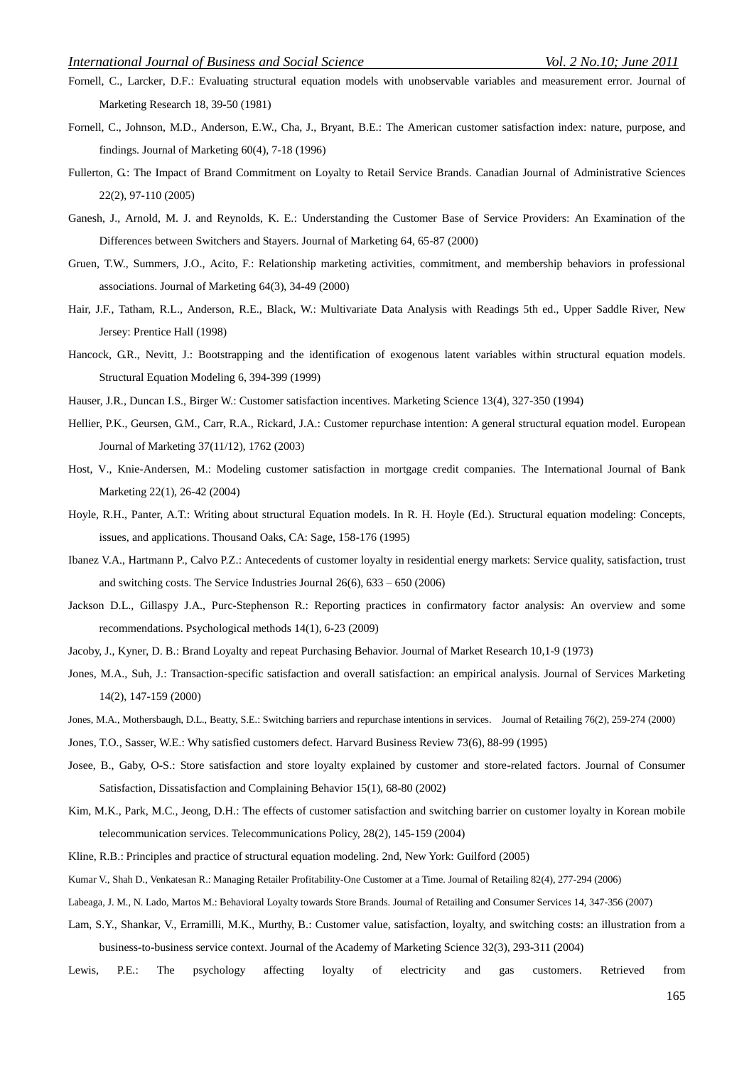Fornell, C., Larcker, D.F.: Evaluating structural equation models with unobservable variables and measurement error. Journal of Marketing Research 18, 39-50 (1981)

Fornell, C., Johnson, M.D., Anderson, E.W., Cha, J., Bryant, B.E.: The American customer satisfaction index: nature, purpose, and findings. Journal of Marketing 60(4), 7-18 (1996)

Fullerton, G.: The Impact of Brand Commitment on Loyalty to Retail Service Brands. Canadian Journal of Administrative Sciences 22(2), 97-110 (2005)

Ganesh, J., Arnold, M. J. and Reynolds, K. E.: Understanding the Customer Base of Service Providers: An Examination of the Differences between Switchers and Stayers. Journal of Marketing 64, 65-87 (2000)

Gruen, T.W., Summers, J.O., Acito, F.: Relationship marketing activities, commitment, and membership behaviors in professional associations. Journal of Marketing 64(3), 34-49 (2000)

Hair, J.F., Tatham, R.L., Anderson, R.E., Black, W.: Multivariate Data Analysis with Readings 5th ed., Upper Saddle River, New Jersey: Prentice Hall (1998)

Hancock, G.R., Nevitt, J.: Bootstrapping and the identification of exogenous latent variables within structural equation models. Structural Equation Modeling 6, 394-399 (1999)

Hauser, J.R., Duncan I.S., Birger W.: Customer satisfaction incentives. Marketing Science 13(4), 327-350 (1994)

Hellier, P.K., Geursen, G.M., Carr, R.A., Rickard, J.A.: Customer repurchase intention: A general structural equation model. European Journal of Marketing 37(11/12), 1762 (2003)

Host, V., Knie-Andersen, M.: Modeling customer satisfaction in mortgage credit companies. The International Journal of Bank Marketing 22(1), 26-42 (2004)

Hoyle, R.H., Panter, A.T.: Writing about structural Equation models. In R. H. Hoyle (Ed.). Structural equation modeling: Concepts, issues, and applications. Thousand Oaks, CA: Sage, 158-176 (1995)

Ibanez V.A., Hartmann P., Calvo P.Z.: Antecedents of customer loyalty in residential energy markets: Service quality, satisfaction, trust and switching costs. The Service Industries Journal 26(6), 633 – 650 (2006)

Jackson D.L., Gillaspy J.A., Purc-Stephenson R.: Reporting practices in confirmatory factor analysis: An overview and some recommendations. Psychological methods 14(1), 6-23 (2009)

Jacoby, J., Kyner, D. B.: Brand Loyalty and repeat Purchasing Behavior. Journal of Market Research 10,1-9 (1973)

Jones, M.A., Suh, J.: Transaction-specific satisfaction and overall satisfaction: an empirical analysis. Journal of Services Marketing 14(2), 147-159 (2000)

Jones, M.A., Mothersbaugh, D.L., Beatty, S.E.: Switching barriers and repurchase intentions in services. Journal of Retailing 76(2), 259-274 (2000)

Jones, T.O., Sasser, W.E.: Why satisfied customers defect. Harvard Business Review 73(6), 88-99 (1995)

Josee, B., Gaby, O-S.: Store satisfaction and store loyalty explained by customer and store-related factors. Journal of Consumer Satisfaction, Dissatisfaction and Complaining Behavior 15(1), 68-80 (2002)

Kim, M.K., Park, M.C., Jeong, D.H.: The effects of customer satisfaction and switching barrier on customer loyalty in Korean mobile telecommunication services. Telecommunications Policy, 28(2), 145-159 (2004)

Kline, R.B.: Principles and practice of structural equation modeling. 2nd, New York: Guilford (2005)

Kumar V., Shah D., Venkatesan R.: Managing Retailer Profitability-One Customer at a Time. Journal of Retailing 82(4), 277-294 (2006)

Labeaga, J. M., N. Lado, Martos M.: Behavioral Loyalty towards Store Brands. Journal of Retailing and Consumer Services 14, 347-356 (2007)

Lam, S.Y., Shankar, V., Erramilli, M.K., Murthy, B.: Customer value, satisfaction, loyalty, and switching costs: an illustration from a business-to-business service context. Journal of the Academy of Marketing Science 32(3), 293-311 (2004)

Lewis, P.E.: The psychology affecting loyalty of electricity and gas customers. Retrieved from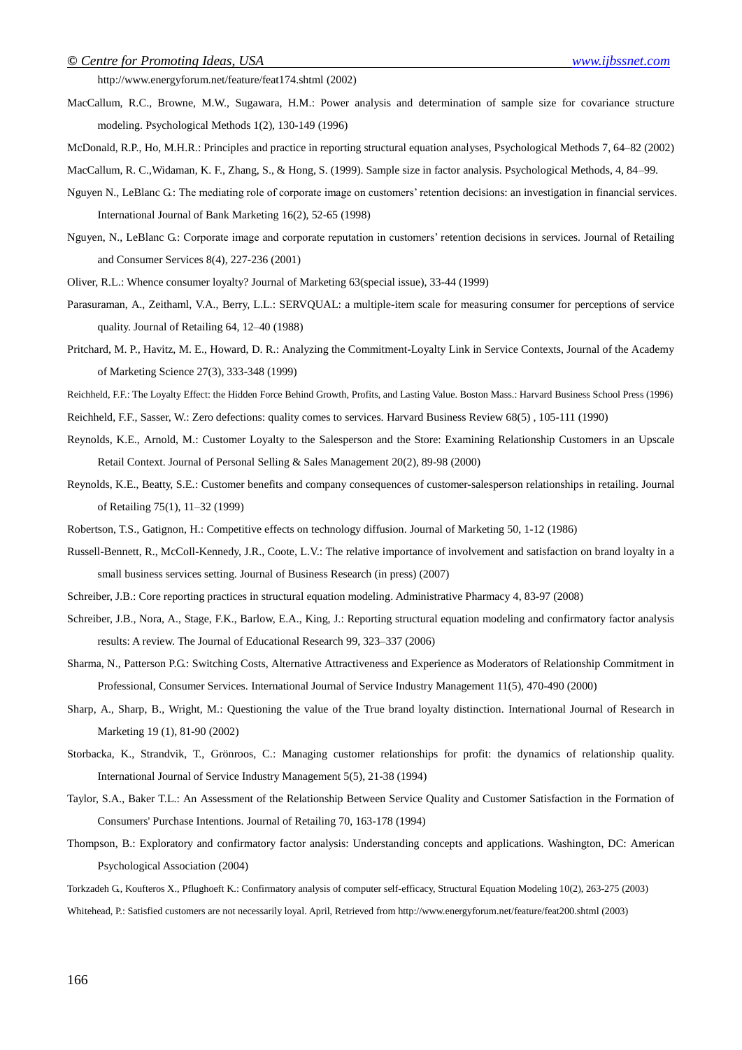http://www.energyforum.net/feature/feat174.shtml (2002)

MacCallum, R.C., Browne, M.W., Sugawara, H.M.: Power analysis and determination of sample size for covariance structure modeling. Psychological Methods 1(2), 130-149 (1996)

McDonald, R.P., Ho, M.H.R.: Principles and practice in reporting structural equation analyses, Psychological Methods 7, 64–82 (2002)

MacCallum, R. C.,Widaman, K. F., Zhang, S., & Hong, S. (1999). Sample size in factor analysis. Psychological Methods, 4, 84–99.

Nguyen N., LeBlanc G.: The mediating role of corporate image on customers' retention decisions: an investigation in financial services. International Journal of Bank Marketing 16(2), 52-65 (1998)

Nguyen, N., LeBlanc G.: Corporate image and corporate reputation in customers' retention decisions in services. Journal of Retailing and Consumer Services 8(4), 227-236 (2001)

Oliver, R.L.: Whence consumer loyalty? Journal of Marketing 63(special issue), 33-44 (1999)

Parasuraman, A., Zeithaml, V.A., Berry, L.L.: SERVQUAL: a multiple-item scale for measuring consumer for perceptions of service quality. Journal of Retailing 64, 12–40 (1988)

Pritchard, M. P., Havitz, M. E., Howard, D. R.: Analyzing the Commitment-Loyalty Link in Service Contexts, Journal of the Academy of Marketing Science 27(3), 333-348 (1999)

Reichheld, F.F.: The Loyalty Effect: the Hidden Force Behind Growth, Profits, and Lasting Value. Boston Mass.: Harvard Business School Press (1996)

Reichheld, F.F., Sasser, W.: Zero defections: quality comes to services. Harvard Business Review 68(5) , 105-111 (1990)

Reynolds, K.E., Arnold, M.: Customer Loyalty to the Salesperson and the Store: Examining Relationship Customers in an Upscale Retail Context. Journal of Personal Selling & Sales Management 20(2), 89-98 (2000)

Reynolds, K.E., Beatty, S.E.: Customer benefits and company consequences of customer-salesperson relationships in retailing. Journal of Retailing 75(1), 11–32 (1999)

Robertson, T.S., Gatignon, H.: Competitive effects on technology diffusion. Journal of Marketing 50, 1-12 (1986)

Russell-Bennett, R., McColl-Kennedy, J.R., Coote, L.V.: The relative importance of involvement and satisfaction on brand loyalty in a small business services setting. Journal of Business Research (in press) (2007)

Schreiber, J.B.: Core reporting practices in structural equation modeling. Administrative Pharmacy 4, 83-97 (2008)

Schreiber, J.B., Nora, A., Stage, F.K., Barlow, E.A., King, J.: Reporting structural equation modeling and confirmatory factor analysis results: A review. The Journal of Educational Research 99, 323–337 (2006)

Sharma, N., Patterson P.G.: Switching Costs, Alternative Attractiveness and Experience as Moderators of Relationship Commitment in Professional, Consumer Services. International Journal of Service Industry Management 11(5), 470-490 (2000)

Sharp, A., Sharp, B., Wright, M.: Questioning the value of the True brand loyalty distinction. International Journal of Research in Marketing 19 (1), 81-90 (2002)

Storbacka, K., Strandvik, T., Grönroos, C.: Managing customer relationships for profit: the dynamics of relationship quality. International Journal of Service Industry Management 5(5), 21-38 (1994)

Taylor, S.A., Baker T.L.: An Assessment of the Relationship Between Service Quality and Customer Satisfaction in the Formation of Consumers' Purchase Intentions. Journal of Retailing 70, 163-178 (1994)

Thompson, B.: Exploratory and confirmatory factor analysis: Understanding concepts and applications. Washington, DC: American Psychological Association (2004)

Torkzadeh G., Koufteros X., Pflughoeft K.: Confirmatory analysis of computer self-efficacy, Structural Equation Modeling 10(2), 263-275 (2003)

Whitehead, P.: Satisfied customers are not necessarily loyal. April, Retrieved from http://www.energyforum.net/feature/feat200.shtml (2003)